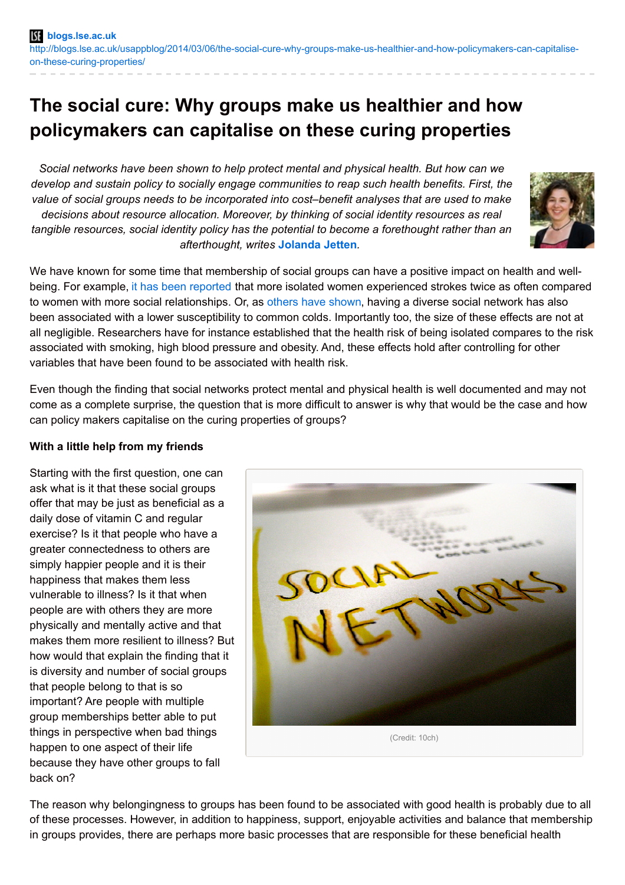blogs.lse.ac.uk
http://blogs.lse.ac.uk/usappblog/2014/03/06/the-social-cure-why-groups-make-us-healthier-and-how-policymakers-can-capitalise-on-these-curing-properties/

# The social cure: Why groups make us healthier and how policymakers can capitalise on these curing properties

*Social networks have been shown to help protect mental and physical health. But how can we develop and sustain policy to socially engage communities to reap such health benefits. First, the value of social groups needs to be incorporated into cost–benefit analyses that are used to make decisions about resource allocation. Moreover, by thinking of social identity resources as real tangible resources, social identity policy has the potential to become a forethought rather than an afterthought, writes* **Jolanda Jetten**.

We have known for some time that membership of social groups can have a positive impact on health and well-being. For example, it has been reported that more isolated women experienced strokes twice as often compared to women with more social relationships. Or, as others have shown, having a diverse social network has also been associated with a lower susceptibility to common colds. Importantly too, the size of these effects are not at all negligible. Researchers have for instance established that the health risk of being isolated compares to the risk associated with smoking, high blood pressure and obesity. And, these effects hold after controlling for other variables that have been found to be associated with health risk.

Even though the finding that social networks protect mental and physical health is well documented and may not come as a complete surprise, the question that is more difficult to answer is why that would be the case and how can policy makers capitalise on the curing properties of groups?

**With a little help from my friends**

Starting with the first question, one can ask what is it that these social groups offer that may be just as beneficial as a daily dose of vitamin C and regular exercise? Is it that people who have a greater connectedness to others are simply happier people and it is their happiness that makes them less vulnerable to illness? Is it that when people are with others they are more physically and mentally active and that makes them more resilient to illness? But how would that explain the finding that it is diversity and number of social groups that people belong to that is so important? Are people with multiple group memberships better able to put things in perspective when bad things happen to one aspect of their life because they have other groups to fall back on?

(Credit: 10ch)

The reason why belongingness to groups has been found to be associated with good health is probably due to all of these processes. However, in addition to happiness, support, enjoyable activities and balance that membership in groups provides, there are perhaps more basic processes that are responsible for these beneficial health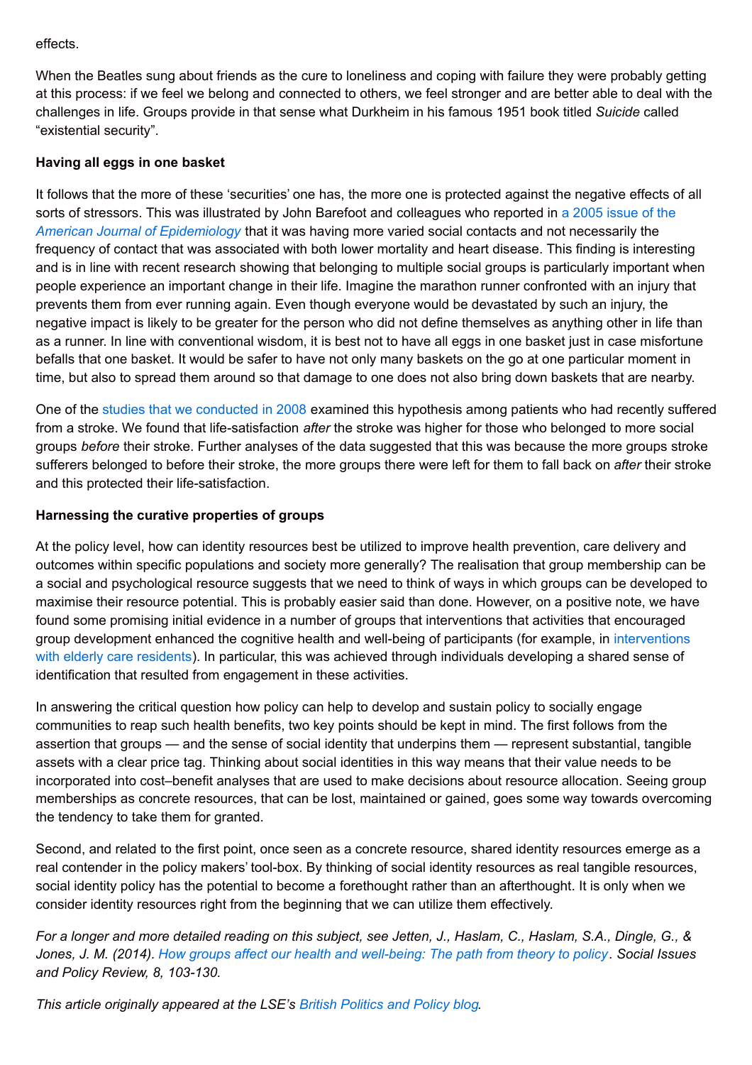effects.

When the Beatles sung about friends as the cure to loneliness and coping with failure they were probably getting at this process: if we feel we belong and connected to others, we feel stronger and are better able to deal with the challenges in life. Groups provide in that sense what Durkheim in his famous 1951 book titled *Suicide* called “existential security”.

**Having all eggs in one basket**

It follows that the more of these ‘securities’ one has, the more one is protected against the negative effects of all sorts of stressors. This was illustrated by John Barefoot and colleagues who reported in a 2005 issue of the *American Journal of Epidemiology* that it was having more varied social contacts and not necessarily the frequency of contact that was associated with both lower mortality and heart disease. This finding is interesting and is in line with recent research showing that belonging to multiple social groups is particularly important when people experience an important change in their life. Imagine the marathon runner confronted with an injury that prevents them from ever running again. Even though everyone would be devastated by such an injury, the negative impact is likely to be greater for the person who did not define themselves as anything other in life than as a runner. In line with conventional wisdom, it is best not to have all eggs in one basket just in case misfortune befalls that one basket. It would be safer to have not only many baskets on the go at one particular moment in time, but also to spread them around so that damage to one does not also bring down baskets that are nearby.

One of the studies that we conducted in 2008 examined this hypothesis among patients who had recently suffered from a stroke. We found that life-satisfaction *after* the stroke was higher for those who belonged to more social groups *before* their stroke. Further analyses of the data suggested that this was because the more groups stroke sufferers belonged to before their stroke, the more groups there were left for them to fall back on *after* their stroke and this protected their life-satisfaction.

**Harnessing the curative properties of groups**

At the policy level, how can identity resources best be utilized to improve health prevention, care delivery and outcomes within specific populations and society more generally? The realisation that group membership can be a social and psychological resource suggests that we need to think of ways in which groups can be developed to maximise their resource potential. This is probably easier said than done. However, on a positive note, we have found some promising initial evidence in a number of groups that interventions that activities that encouraged group development enhanced the cognitive health and well-being of participants (for example, in interventions with elderly care residents). In particular, this was achieved through individuals developing a shared sense of identification that resulted from engagement in these activities.

In answering the critical question how policy can help to develop and sustain policy to socially engage communities to reap such health benefits, two key points should be kept in mind. The first follows from the assertion that groups — and the sense of social identity that underpins them — represent substantial, tangible assets with a clear price tag. Thinking about social identities in this way means that their value needs to be incorporated into cost–benefit analyses that are used to make decisions about resource allocation. Seeing group memberships as concrete resources, that can be lost, maintained or gained, goes some way towards overcoming the tendency to take them for granted.

Second, and related to the first point, once seen as a concrete resource, shared identity resources emerge as a real contender in the policy makers’ tool-box. By thinking of social identity resources as real tangible resources, social identity policy has the potential to become a forethought rather than an afterthought. It is only when we consider identity resources right from the beginning that we can utilize them effectively.

*For a longer and more detailed reading on this subject, see Jetten, J., Haslam, C., Haslam, S.A., Dingle, G., & Jones, J. M. (2014). How groups affect our health and well-being: The path from theory to policy. Social Issues and Policy Review, 8, 103-130.*

*This article originally appeared at the LSE’s British Politics and Policy blog.*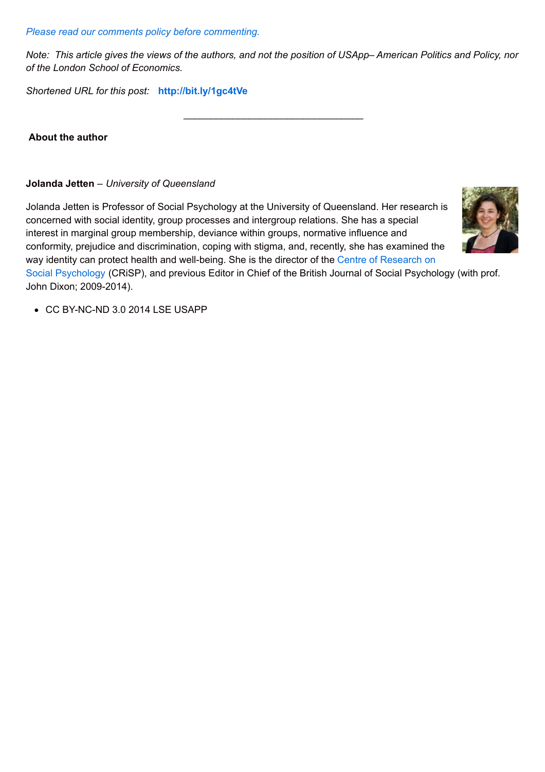*Please read our comments policy before commenting.*

*Note: This article gives the views of the authors, and not the position of USApp– American Politics and Policy, nor of the London School of Economics.*

*Shortened URL for this post:* **http://bit.ly/1gc4tVe**

_______________________________

**About the author**

**Jolanda Jetten** – *University of Queensland*

Jolanda Jetten is Professor of Social Psychology at the University of Queensland. Her research is concerned with social identity, group processes and intergroup relations. She has a special interest in marginal group membership, deviance within groups, normative influence and conformity, prejudice and discrimination, coping with stigma, and, recently, she has examined the way identity can protect health and well-being. She is the director of the Centre of Research on Social Psychology (CRiSP), and previous Editor in Chief of the British Journal of Social Psychology (with prof. John Dixon; 2009-2014).

- CC BY-NC-ND 3.0 2014 LSE USAPP